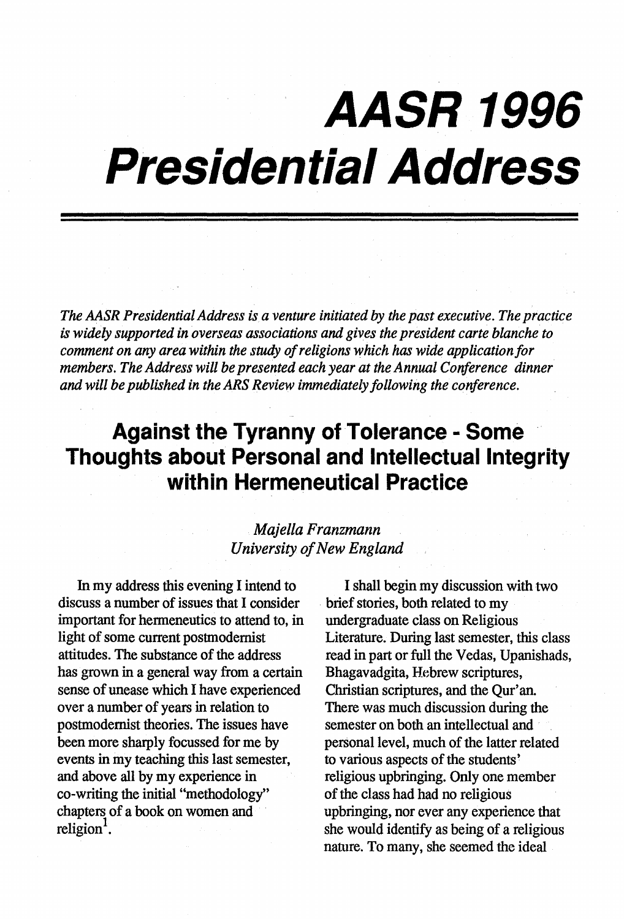# AASR 1996 Presidential Address

*The AASR Presidential Address is a venture initiated by the past executive. The practice is widely supported in overseas associations and gives the president carte blanche to comment on any area within the study of religions which has wide application for members. The Address will be presented each year at the Annual Conference dinner and will be published in the ARS Review immediately following the conference.*

## Against the Tyranny of Tolerance - Some Thoughts about Personal and Intellectual Integrity within Hermeneutical Practice

*Majella Franzmann*
*University of New England*

In my address this evening I intend to discuss a number of issues that I consider important for hermeneutics to attend to, in light of some current postmodernist attitudes. The substance of the address has grown in a general way from a certain sense of unease which I have experienced over a number of years in relation to postmodernist theories. The issues have been more sharply focussed for me by events in my teaching this last semester, and above all by my experience in co-writing the initial "methodology" chapters of a book on women and religion[1].

I shall begin my discussion with two brief stories, both related to my undergraduate class on Religious Literature. During last semester, this class read in part or full the Vedas, Upanishads, Bhagavadgita, Hebrew scriptures, Christian scriptures, and the Qur'an. There was much discussion during the semester on both an intellectual and personal level, much of the latter related to various aspects of the students' religious upbringing. Only one member of the class had had no religious upbringing, nor ever any experience that she would identify as being of a religious nature. To many, she seemed the ideal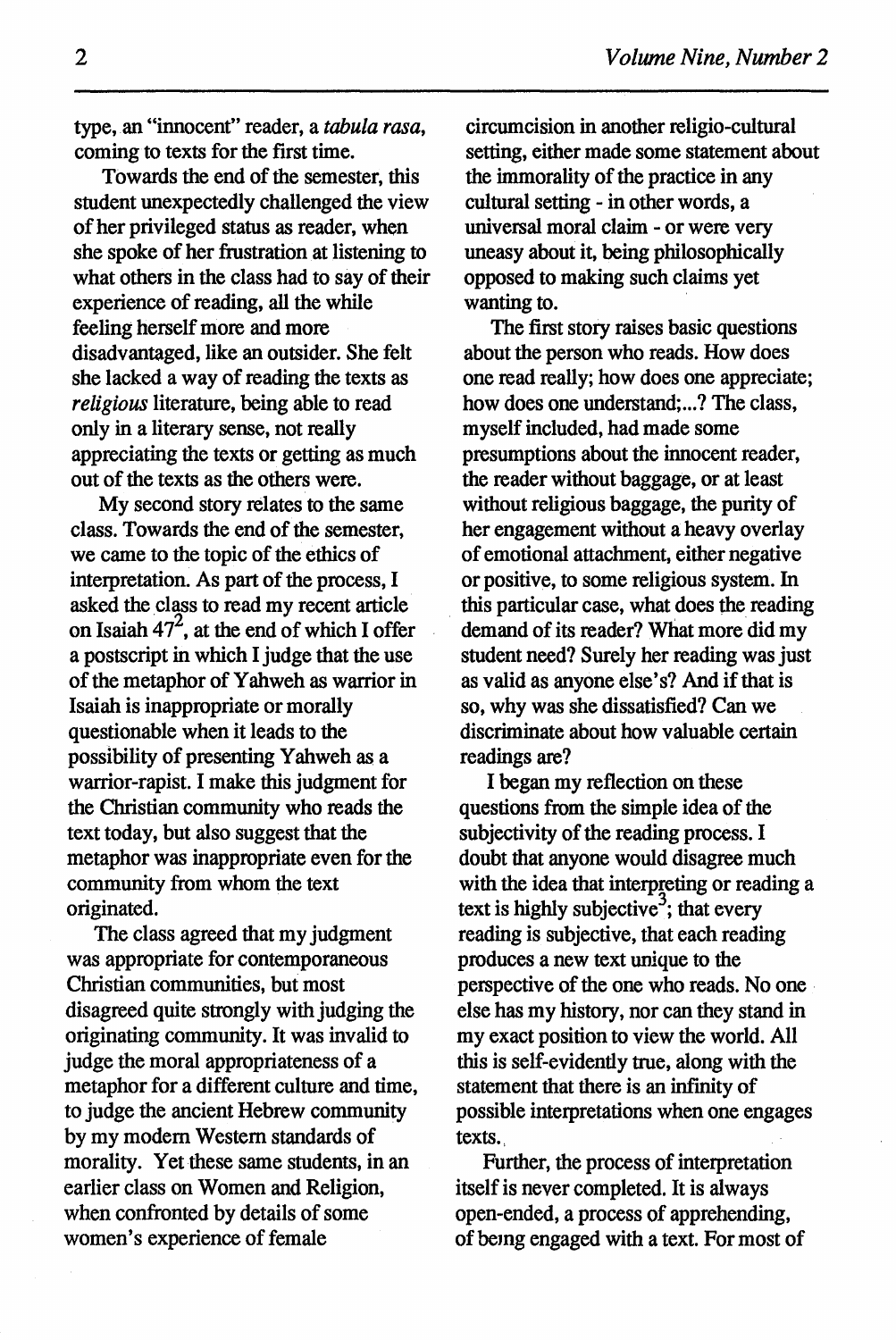type, an "innocent" reader, a *tabula rasa*, coming to texts for the first time.

Towards the end of the semester, this student unexpectedly challenged the view of her privileged status as reader, when she spoke of her frustration at listening to what others in the class had to say of their experience of reading, all the while feeling herself more and more disadvantaged, like an outsider. She felt she lacked a way of reading the texts as *religious* literature, being able to read only in a literary sense, not really appreciating the texts or getting as much out of the texts as the others were.

My second story relates to the same class. Towards the end of the semester, we came to the topic of the ethics of interpretation. As part of the process, I asked the class to read my recent article on Isaiah 47[2], at the end of which I offer a postscript in which I judge that the use of the metaphor of Yahweh as warrior in Isaiah is inappropriate or morally questionable when it leads to the possibility of presenting Yahweh as a warrior-rapist. I make this judgment for the Christian community who reads the text today, but also suggest that the metaphor was inappropriate even for the community from whom the text originated.

The class agreed that my judgment was appropriate for contemporaneous Christian communities, but most disagreed quite strongly with judging the originating community. It was invalid to judge the moral appropriateness of a metaphor for a different culture and time, to judge the ancient Hebrew community by my modern Western standards of morality. Yet these same students, in an earlier class on Women and Religion, when confronted by details of some women's experience of female circumcision in another religio-cultural setting, either made some statement about the immorality of the practice in any cultural setting - in other words, a universal moral claim - or were very uneasy about it, being philosophically opposed to making such claims yet wanting to.

The first story raises basic questions about the person who reads. How does one read really; how does one appreciate; how does one understand;...? The class, myself included, had made some presumptions about the innocent reader, the reader without baggage, or at least without religious baggage, the purity of her engagement without a heavy overlay of emotional attachment, either negative or positive, to some religious system. In this particular case, what does the reading demand of its reader? What more did my student need? Surely her reading was just as valid as anyone else's? And if that is so, why was she dissatisfied? Can we discriminate about how valuable certain readings are?

I began my reflection on these questions from the simple idea of the subjectivity of the reading process. I doubt that anyone would disagree much with the idea that interpreting or reading a text is highly subjective[3]; that every reading is subjective, that each reading produces a new text unique to the perspective of the one who reads. No one else has my history, nor can they stand in my exact position to view the world. All this is self-evidently true, along with the statement that there is an infinity of possible interpretations when one engages texts.

Further, the process of interpretation itself is never completed. It is always open-ended, a process of apprehending, of being engaged with a text. For most of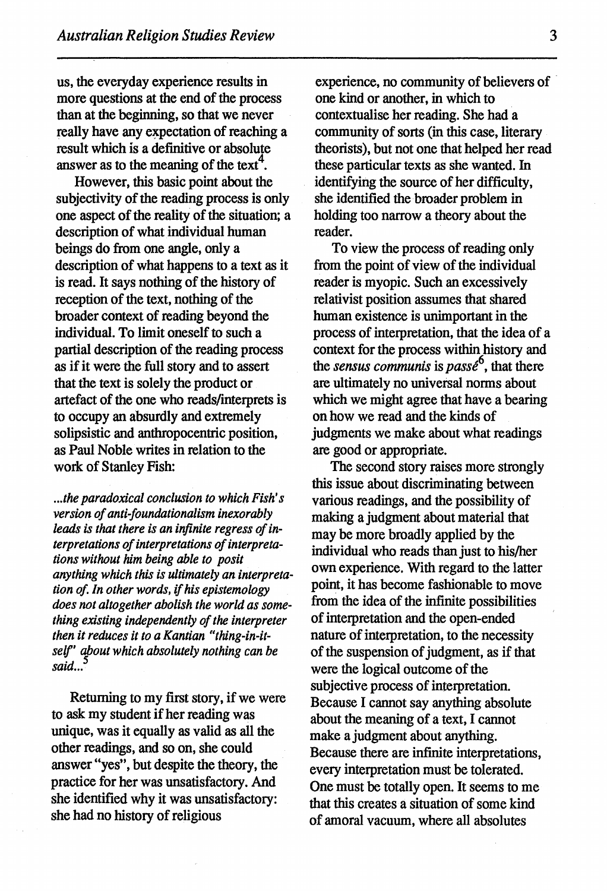us, the everyday experience results in more questions at the end of the process than at the beginning, so that we never really have any expectation of reaching a result which is a definitive or absolute answer as to the meaning of the text[4].

However, this basic point about the subjectivity of the reading process is only one aspect of the reality of the situation; a description of what individual human beings do from one angle, only a description of what happens to a text as it is read. It says nothing of the history of reception of the text, nothing of the broader context of reading beyond the individual. To limit oneself to such a partial description of the reading process as if it were the full story and to assert that the text is solely the product or artefact of the one who reads/interprets is to occupy an absurdly and extremely solipsistic and anthropocentric position, as Paul Noble writes in relation to the work of Stanley Fish:

> *...the paradoxical conclusion to which Fish's version of anti-foundationalism inexorably leads is that there is an infinite regress of interpretations of interpretations of interpretations without him being able to posit anything which this is ultimately an interpretation of. In other words, if his epistemology does not altogether abolish the world as something existing independently of the interpreter then it reduces it to a Kantian "thing-in-itself" about which absolutely nothing can be said...*[5]

Returning to my first story, if we were to ask my student if her reading was unique, was it equally as valid as all the other readings, and so on, she could answer "yes", but despite the theory, the practice for her was unsatisfactory. And she identified why it was unsatisfactory: she had no history of religious experience, no community of believers of one kind or another, in which to contextualise her reading. She had a community of sorts (in this case, literary theorists), but not one that helped her read these particular texts as she wanted. In identifying the source of her difficulty, she identified the broader problem in holding too narrow a theory about the reader.

To view the process of reading only from the point of view of the individual reader is myopic. Such an excessively relativist position assumes that shared human existence is unimportant in the process of interpretation, that the idea of a context for the process within history and the *sensus communis* is *passé*[6], that there are ultimately no universal norms about which we might agree that have a bearing on how we read and the kinds of judgments we make about what readings are good or appropriate.

The second story raises more strongly this issue about discriminating between various readings, and the possibility of making a judgment about material that may be more broadly applied by the individual who reads than just to his/her own experience. With regard to the latter point, it has become fashionable to move from the idea of the infinite possibilities of interpretation and the open-ended nature of interpretation, to the necessity of the suspension of judgment, as if that were the logical outcome of the subjective process of interpretation. Because I cannot say anything absolute about the meaning of a text, I cannot make a judgment about anything. Because there are infinite interpretations, every interpretation must be tolerated. One must be totally open. It seems to me that this creates a situation of some kind of amoral vacuum, where all absolutes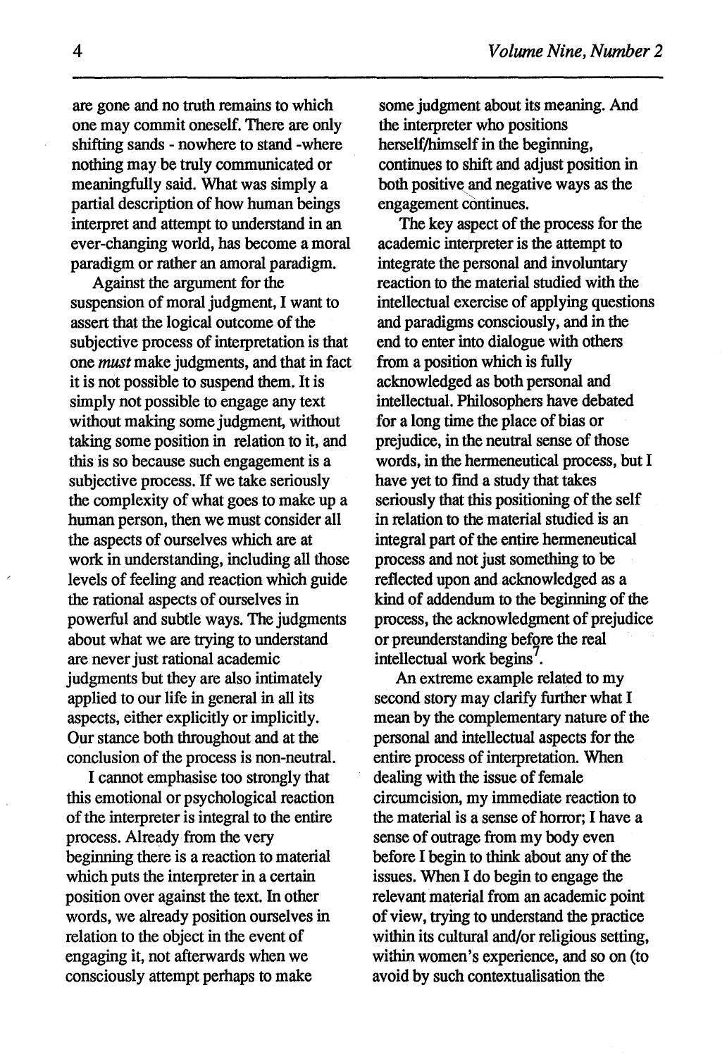are gone and no truth remains to which one may commit oneself. There are only shifting sands - nowhere to stand -where nothing may be truly communicated or meaningfully said. What was simply a partial description of how human beings interpret and attempt to understand in an ever-changing world, has become a moral paradigm or rather an amoral paradigm.

Against the argument for the suspension of moral judgment, I want to assert that the logical outcome of the subjective process of interpretation is that one *must* make judgments, and that in fact it is not possible to suspend them. It is simply not possible to engage any text without making some judgment, without taking some position in relation to it, and this is so because such engagement is a subjective process. If we take seriously the complexity of what goes to make up a human person, then we must consider all the aspects of ourselves which are at work in understanding, including all those levels of feeling and reaction which guide the rational aspects of ourselves in powerful and subtle ways. The judgments about what we are trying to understand are never just rational academic judgments but they are also intimately applied to our life in general in all its aspects, either explicitly or implicitly. Our stance both throughout and at the conclusion of the process is non-neutral.

I cannot emphasise too strongly that this emotional or psychological reaction of the interpreter is integral to the entire process. Already from the very beginning there is a reaction to material which puts the interpreter in a certain position over against the text. In other words, we already position ourselves in relation to the object in the event of engaging it, not afterwards when we consciously attempt perhaps to make some judgment about its meaning. And the interpreter who positions herself/himself in the beginning, continues to shift and adjust position in both positive and negative ways as the engagement continues.

The key aspect of the process for the academic interpreter is the attempt to integrate the personal and involuntary reaction to the material studied with the intellectual exercise of applying questions and paradigms consciously, and in the end to enter into dialogue with others from a position which is fully acknowledged as both personal and intellectual. Philosophers have debated for a long time the place of bias or prejudice, in the neutral sense of those words, in the hermeneutical process, but I have yet to find a study that takes seriously that this positioning of the self in relation to the material studied is an integral part of the entire hermeneutical process and not just something to be reflected upon and acknowledged as a kind of addendum to the beginning of the process, the acknowledgment of prejudice or preunderstanding before the real intellectual work begins[7].

An extreme example related to my second story may clarify further what I mean by the complementary nature of the personal and intellectual aspects for the entire process of interpretation. When dealing with the issue of female circumcision, my immediate reaction to the material is a sense of horror; I have a sense of outrage from my body even before I begin to think about any of the issues. When I do begin to engage the relevant material from an academic point of view, trying to understand the practice within its cultural and/or religious setting, within women's experience, and so on (to avoid by such contextualisation the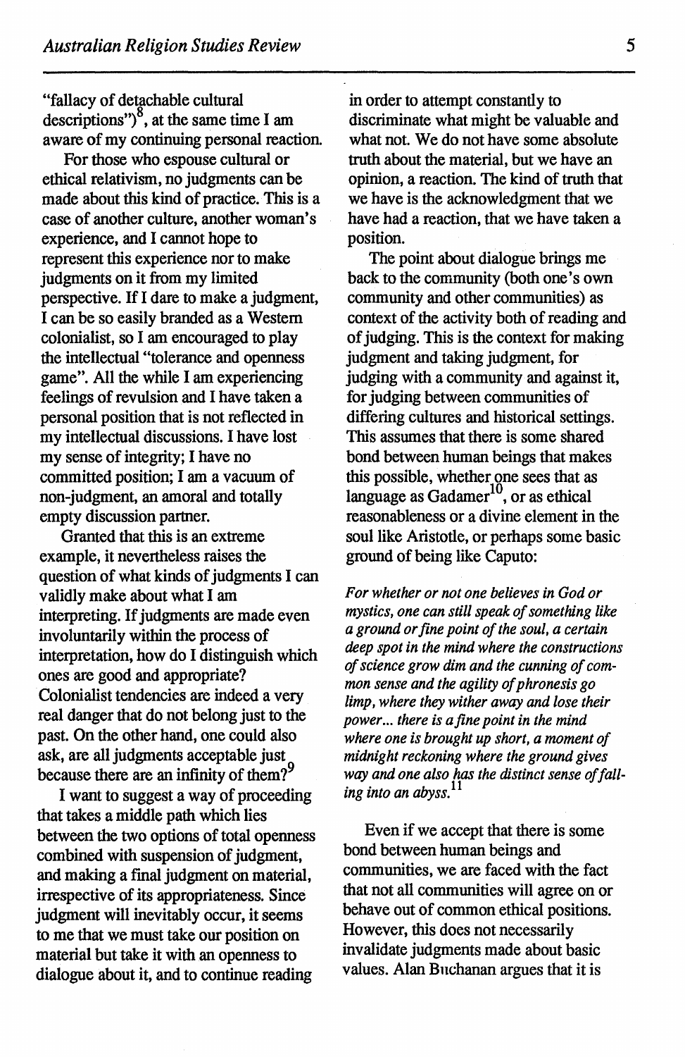"fallacy of detachable cultural descriptions")[8], at the same time I am aware of my continuing personal reaction.

For those who espouse cultural or ethical relativism, no judgments can be made about this kind of practice. This is a case of another culture, another woman's experience, and I cannot hope to represent this experience nor to make judgments on it from my limited perspective. If I dare to make a judgment, I can be so easily branded as a Western colonialist, so I am encouraged to play the intellectual "tolerance and openness game". All the while I am experiencing feelings of revulsion and I have taken a personal position that is not reflected in my intellectual discussions. I have lost my sense of integrity; I have no committed position; I am a vacuum of non-judgment, an amoral and totally empty discussion partner.

Granted that this is an extreme example, it nevertheless raises the question of what kinds of judgments I can validly make about what I am interpreting. If judgments are made even involuntarily within the process of interpretation, how do I distinguish which ones are good and appropriate? Colonialist tendencies are indeed a very real danger that do not belong just to the past. On the other hand, one could also ask, are all judgments acceptable just because there are an infinity of them?[9]

I want to suggest a way of proceeding that takes a middle path which lies between the two options of total openness combined with suspension of judgment, and making a final judgment on material, irrespective of its appropriateness. Since judgment will inevitably occur, it seems to me that we must take our position on material but take it with an openness to dialogue about it, and to continue reading in order to attempt constantly to discriminate what might be valuable and what not. We do not have some absolute truth about the material, but we have an opinion, a reaction. The kind of truth that we have is the acknowledgment that we have had a reaction, that we have taken a position.

The point about dialogue brings me back to the community (both one's own community and other communities) as context of the activity both of reading and of judging. This is the context for making judgment and taking judgment, for judging with a community and against it, for judging between communities of differing cultures and historical settings. This assumes that there is some shared bond between human beings that makes this possible, whether one sees that as language as Gadamer[10], or as ethical reasonableness or a divine element in the soul like Aristotle, or perhaps some basic ground of being like Caputo:

*For whether or not one believes in God or mystics, one can still speak of something like a ground or fine point of the soul, a certain deep spot in the mind where the constructions of science grow dim and the cunning of common sense and the agility of phronesis go limp, where they wither away and lose their power... there is a fine point in the mind where one is brought up short, a moment of midnight reckoning where the ground gives way and one also has the distinct sense of falling into an abyss.*[11]

Even if we accept that there is some bond between human beings and communities, we are faced with the fact that not all communities will agree on or behave out of common ethical positions. However, this does not necessarily invalidate judgments made about basic values. Alan Buchanan argues that it is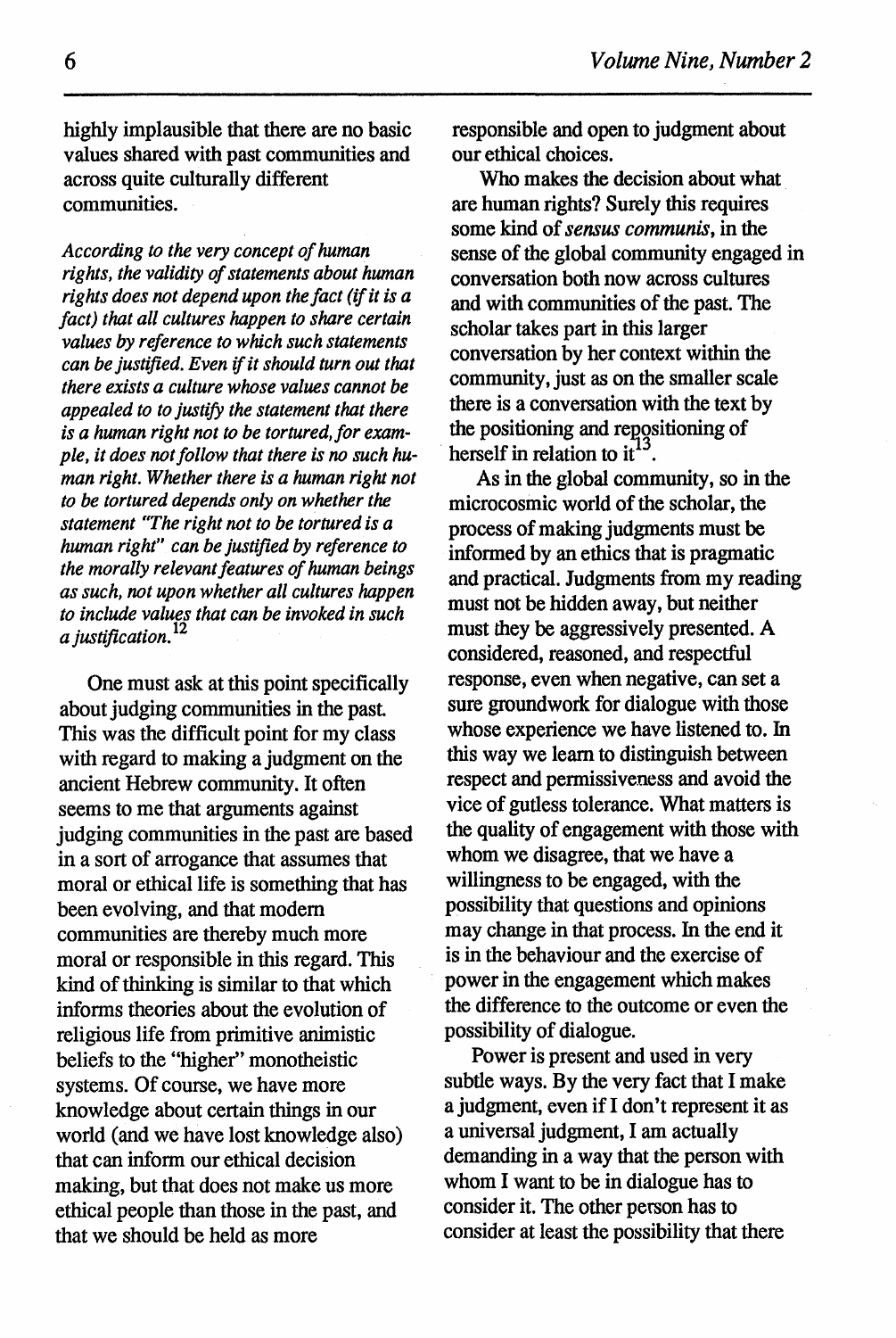highly implausible that there are no basic values shared with past communities and across quite culturally different communities.

*According to the very concept of human rights, the validity of statements about human rights does not depend upon the fact (if it is a fact) that all cultures happen to share certain values by reference to which such statements can be justified. Even if it should turn out that there exists a culture whose values cannot be appealed to to justify the statement that there is a human right not to be tortured, for example, it does not follow that there is no such human right. Whether there is a human right not to be tortured depends only on whether the statement "The right not to be tortured is a human right" can be justified by reference to the morally relevant features of human beings as such, not upon whether all cultures happen to include values that can be invoked in such a justification.*[12]

One must ask at this point specifically about judging communities in the past. This was the difficult point for my class with regard to making a judgment on the ancient Hebrew community. It often seems to me that arguments against judging communities in the past are based in a sort of arrogance that assumes that moral or ethical life is something that has been evolving, and that modern communities are thereby much more moral or responsible in this regard. This kind of thinking is similar to that which informs theories about the evolution of religious life from primitive animistic beliefs to the "higher" monotheistic systems. Of course, we have more knowledge about certain things in our world (and we have lost knowledge also) that can inform our ethical decision making, but that does not make us more ethical people than those in the past, and that we should be held as more responsible and open to judgment about our ethical choices.

Who makes the decision about what are human rights? Surely this requires some kind of *sensus communis*, in the sense of the global community engaged in conversation both now across cultures and with communities of the past. The scholar takes part in this larger conversation by her context within the community, just as on the smaller scale there is a conversation with the text by the positioning and repositioning of herself in relation to it[13].

As in the global community, so in the microcosmic world of the scholar, the process of making judgments must be informed by an ethics that is pragmatic and practical. Judgments from my reading must not be hidden away, but neither must they be aggressively presented. A considered, reasoned, and respectful response, even when negative, can set a sure groundwork for dialogue with those whose experience we have listened to. In this way we learn to distinguish between respect and permissiveness and avoid the vice of gutless tolerance. What matters is the quality of engagement with those with whom we disagree, that we have a willingness to be engaged, with the possibility that questions and opinions may change in that process. In the end it is in the behaviour and the exercise of power in the engagement which makes the difference to the outcome or even the possibility of dialogue.

Power is present and used in very subtle ways. By the very fact that I make a judgment, even if I don't represent it as a universal judgment, I am actually demanding in a way that the person with whom I want to be in dialogue has to consider it. The other person has to consider at least the possibility that there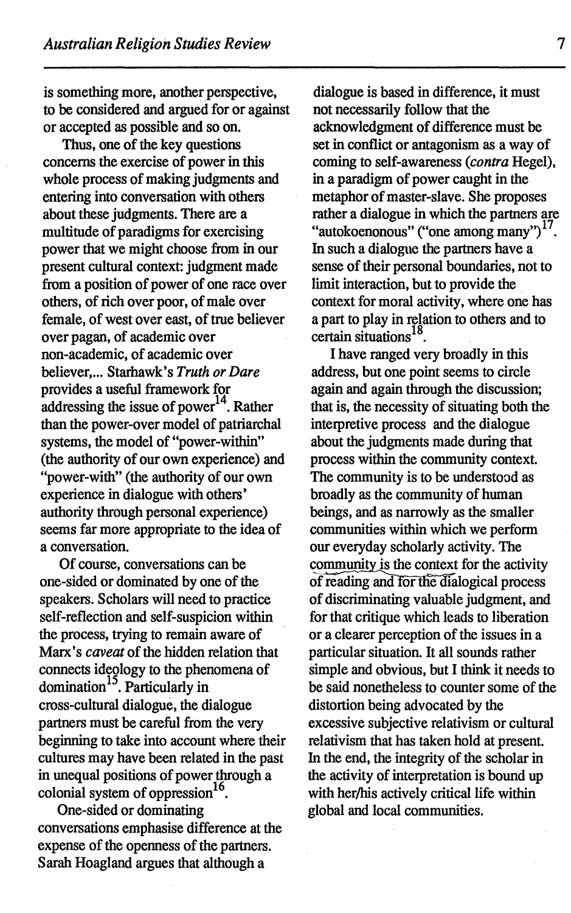is something more, another perspective, to be considered and argued for or against or accepted as possible and so on.

Thus, one of the key questions concerns the exercise of power in this whole process of making judgments and entering into conversation with others about these judgments. There are a multitude of paradigms for exercising power that we might choose from in our present cultural context: judgment made from a position of power of one race over others, of rich over poor, of male over female, of west over east, of true believer over pagan, of academic over non-academic, of academic over believer,... Starhawk's *Truth or Dare* provides a useful framework for addressing the issue of power[14]. Rather than the power-over model of patriarchal systems, the model of "power-within" (the authority of our own experience) and "power-with" (the authority of our own experience in dialogue with others' authority through personal experience) seems far more appropriate to the idea of a conversation.

Of course, conversations can be one-sided or dominated by one of the speakers. Scholars will need to practice self-reflection and self-suspicion within the process, trying to remain aware of Marx's *caveat* of the hidden relation that connects ideology to the phenomena of domination[15]. Particularly in cross-cultural dialogue, the dialogue partners must be careful from the very beginning to take into account where their cultures may have been related in the past in unequal positions of power through a colonial system of oppression[16].

One-sided or dominating conversations emphasise difference at the expense of the openness of the partners. Sarah Hoagland argues that although a dialogue is based in difference, it must not necessarily follow that the acknowledgment of difference must be set in conflict or antagonism as a way of coming to self-awareness (*contra* Hegel), in a paradigm of power caught in the metaphor of master-slave. She proposes rather a dialogue in which the partners are "autokoenonous" ("one among many")[17]. In such a dialogue the partners have a sense of their personal boundaries, not to limit interaction, but to provide the context for moral activity, where one has a part to play in relation to others and to certain situations[18].

I have ranged very broadly in this address, but one point seems to circle again and again through the discussion; that is, the necessity of situating both the interpretive process and the dialogue about the judgments made during that process within the community context. The community is to be understood as broadly as the community of human beings, and as narrowly as the smaller communities within which we perform our everyday scholarly activity. The community is the context for the activity of reading and for the dialogical process of discriminating valuable judgment, and for that critique which leads to liberation or a clearer perception of the issues in a particular situation. It all sounds rather simple and obvious, but I think it needs to be said nonetheless to counter some of the distortion being advocated by the excessive subjective relativism or cultural relativism that has taken hold at present. In the end, the integrity of the scholar in the activity of interpretation is bound up with her/his actively critical life within global and local communities.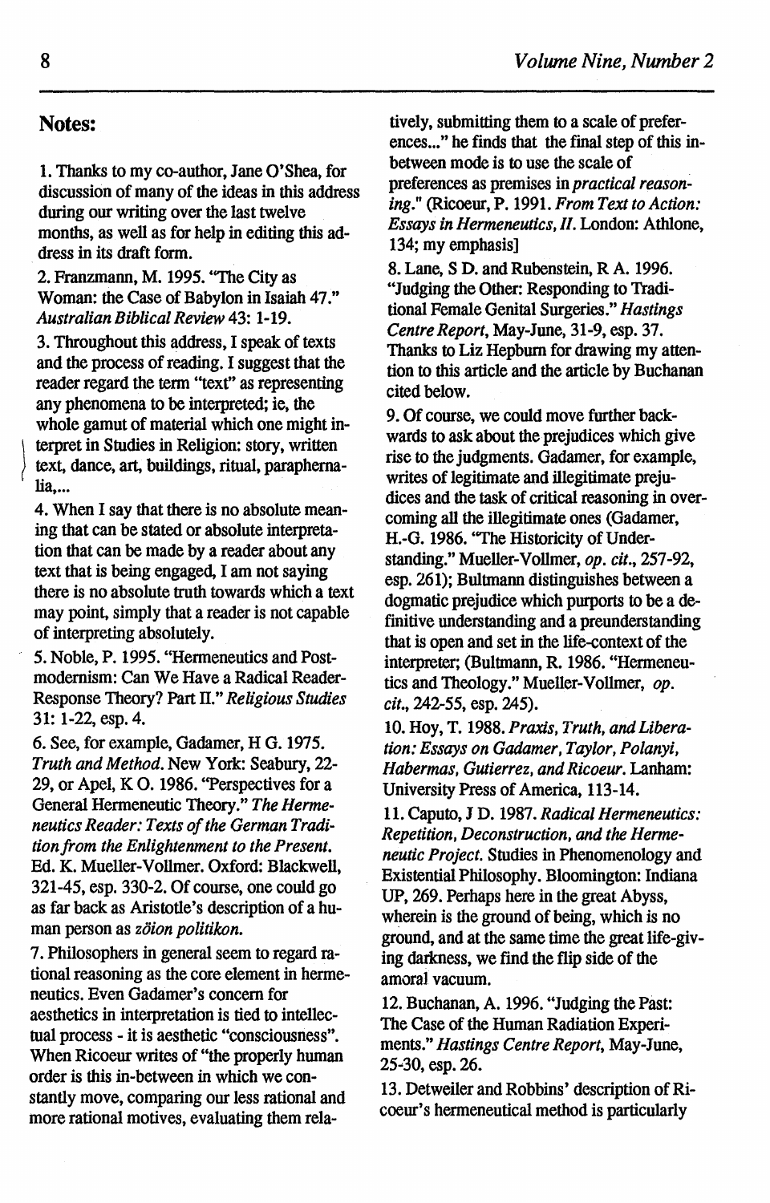## Notes:

1. Thanks to my co-author, Jane O'Shea, for discussion of many of the ideas in this address during our writing over the last twelve months, as well as for help in editing this address in its draft form.

2. Franzmann, M. 1995. "The City as Woman: the Case of Babylon in Isaiah 47." *Australian Biblical Review* 43: 1-19.

3. Throughout this address, I speak of texts and the process of reading. I suggest that the reader regard the term "text" as representing any phenomena to be interpreted; ie, the whole gamut of material which one might interpret in Studies in Religion: story, written text, dance, art, buildings, ritual, paraphernalia,...

4. When I say that there is no absolute meaning that can be stated or absolute interpretation that can be made by a reader about any text that is being engaged, I am not saying there is no absolute truth towards which a text may point, simply that a reader is not capable of interpreting absolutely.

5. Noble, P. 1995. "Hermeneutics and Postmodernism: Can We Have a Radical Reader-Response Theory? Part II." *Religious Studies* 31: 1-22, esp. 4.

6. See, for example, Gadamer, H G. 1975. *Truth and Method*. New York: Seabury, 22-29, or Apel, K O. 1986. "Perspectives for a General Hermeneutic Theory." *The Hermeneutics Reader: Texts of the German Tradition from the Enlightenment to the Present*. Ed. K. Mueller-Vollmer. Oxford: Blackwell, 321-45, esp. 330-2. Of course, one could go as far back as Aristotle's description of a human person as *zöion politikon.*

7. Philosophers in general seem to regard rational reasoning as the core element in hermeneutics. Even Gadamer's concern for aesthetics in interpretation is tied to intellectual process - it is aesthetic "consciousness". When Ricoeur writes of "the properly human order is this in-between in which we constantly move, comparing our less rational and more rational motives, evaluating them relatively, submitting them to a scale of preferences..." he finds that the final step of this in-between mode is to use the scale of preferences as premises in *practical reasoning*." (Ricoeur, P. 1991. *From Text to Action: Essays in Hermeneutics, II*. London: Athlone, 134; my emphasis]

8. Lane, S D. and Rubenstein, R A. 1996. "Judging the Other: Responding to Traditional Female Genital Surgeries." *Hastings Centre Report*, May-June, 31-9, esp. 37. Thanks to Liz Hepburn for drawing my attention to this article and the article by Buchanan cited below.

9. Of course, we could move further backwards to ask about the prejudices which give rise to the judgments. Gadamer, for example, writes of legitimate and illegitimate prejudices and the task of critical reasoning in overcoming all the illegitimate ones (Gadamer, H.-G. 1986. "The Historicity of Understanding." Mueller-Vollmer, *op. cit.*, 257-92, esp. 261); Bultmann distinguishes between a dogmatic prejudice which purports to be a definitive understanding and a preunderstanding that is open and set in the life-context of the interpreter; (Bultmann, R. 1986. "Hermeneutics and Theology." Mueller-Vollmer, *op. cit.*, 242-55, esp. 245).

10. Hoy, T. 1988. *Praxis, Truth, and Liberation: Essays on Gadamer, Taylor, Polanyi, Habermas, Gutierrez, and Ricoeur*. Lanham: University Press of America, 113-14.

11. Caputo, J D. 1987. *Radical Hermeneutics: Repetition, Deconstruction, and the Hermeneutic Project*. Studies in Phenomenology and Existential Philosophy. Bloomington: Indiana UP, 269. Perhaps here in the great Abyss, wherein is the ground of being, which is no ground, and at the same time the great life-giving darkness, we find the flip side of the amoral vacuum.

12. Buchanan, A. 1996. "Judging the Past: The Case of the Human Radiation Experiments." *Hastings Centre Report*, May-June, 25-30, esp. 26.

13. Detweiler and Robbins' description of Ricoeur's hermeneutical method is particularly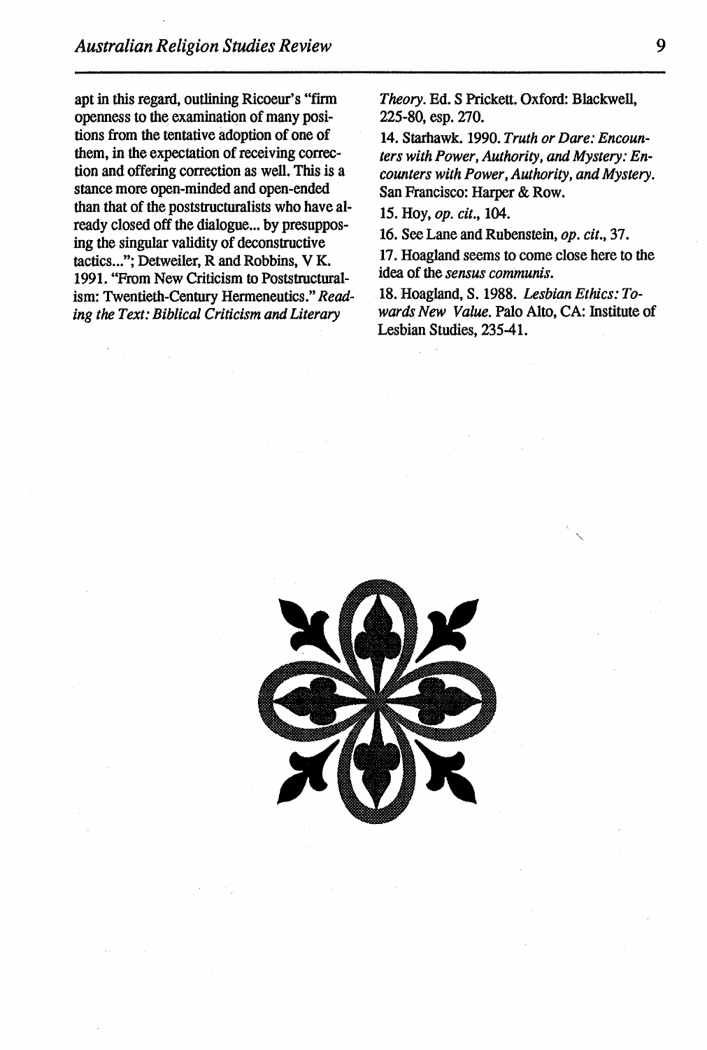apt in this regard, outlining Ricoeur's "firm openness to the examination of many positions from the tentative adoption of one of them, in the expectation of receiving correction and offering correction as well. This is a stance more open-minded and open-ended than that of the poststructuralists who have already closed off the dialogue... by presupposing the singular validity of deconstructive tactics..."; Detweiler, R and Robbins, V K. 1991. "From New Criticism to Poststructuralism: Twentieth-Century Hermeneutics." *Reading the Text: Biblical Criticism and Literary Theory*. Ed. S Prickett. Oxford: Blackwell, 225-80, esp. 270.

14. Starhawk. 1990. *Truth or Dare: Encounters with Power, Authority, and Mystery: Encounters with Power, Authority, and Mystery*. San Francisco: Harper & Row.

15. Hoy, *op. cit.*, 104.

16. See Lane and Rubenstein, *op. cit.*, 37.

17. Hoagland seems to come close here to the idea of the *sensus communis*.

18. Hoagland, S. 1988. *Lesbian Ethics: Towards New Value*. Palo Alto, CA: Institute of Lesbian Studies, 235-41.